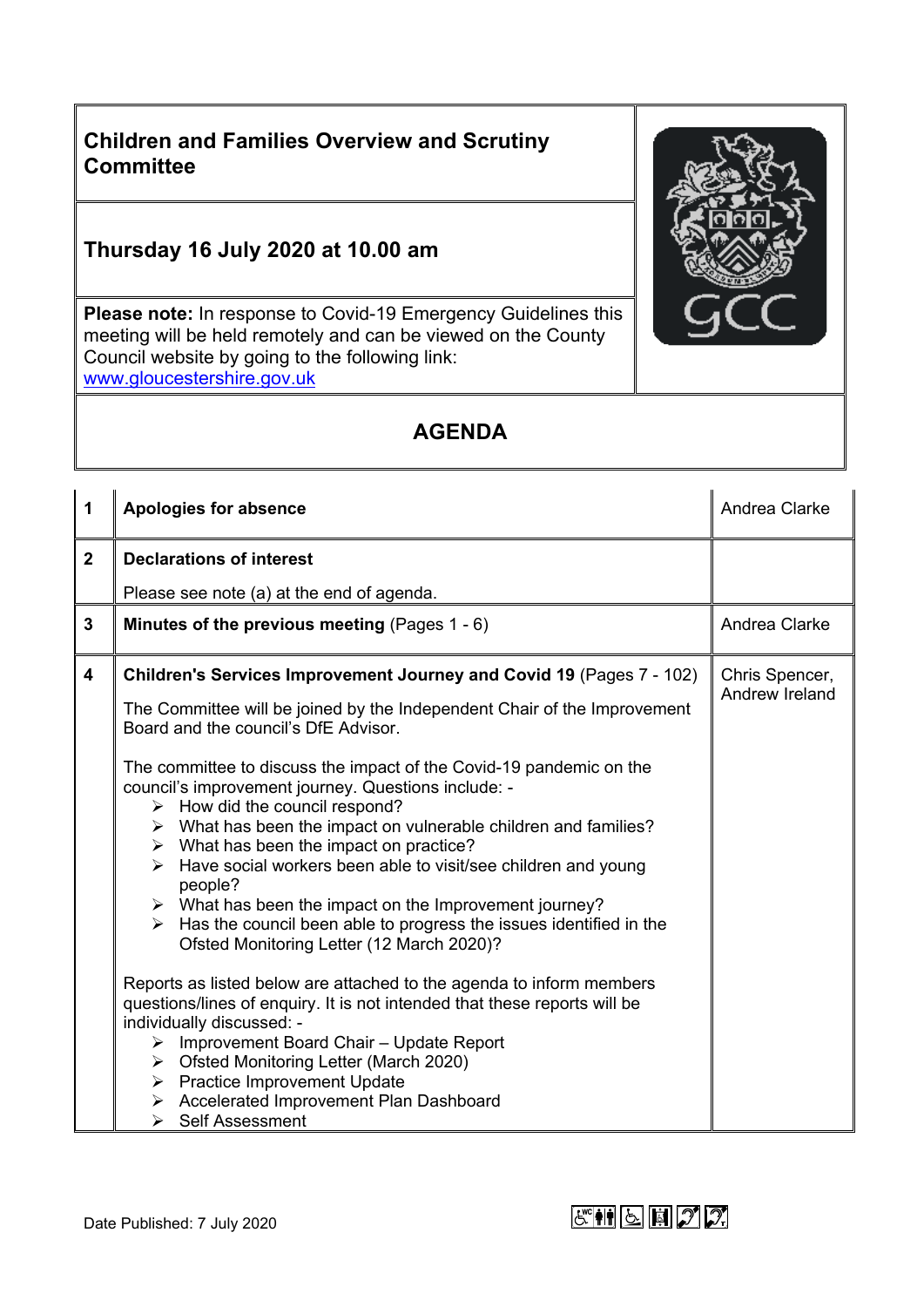# Children and Families Overview and Scrutiny Committee

## Thursday 16 July 2020 at 10.00 am

**Please note:** In response to Covid-19 Emergency Guidelines this meeting will be held remotely and can be viewed on the County Council website by going to the following link: www.gloucestershire.gov.uk

## AGENDA

| | | |
|---|---|---|
| 1 | **Apologies for absence** | Andrea Clarke |
| 2 | **Declarations of interest**<br><br>Please see note (a) at the end of agenda. | |
| 3 | **Minutes of the previous meeting** (Pages 1 - 6) | Andrea Clarke |
| 4 | **Children's Services Improvement Journey and Covid 19** (Pages 7 - 102)<br><br>The Committee will be joined by the Independent Chair of the Improvement Board and the council's DfE Advisor.<br><br>The committee to discuss the impact of the Covid-19 pandemic on the council's improvement journey. Questions include: -<br>➢ How did the council respond?<br>➢ What has been the impact on vulnerable children and families?<br>➢ What has been the impact on practice?<br>➢ Have social workers been able to visit/see children and young people?<br>➢ What has been the impact on the Improvement journey?<br>➢ Has the council been able to progress the issues identified in the Ofsted Monitoring Letter (12 March 2020)?<br><br>Reports as listed below are attached to the agenda to inform members questions/lines of enquiry. It is not intended that these reports will be individually discussed: -<br>➢ Improvement Board Chair – Update Report<br>➢ Ofsted Monitoring Letter (March 2020)<br>➢ Practice Improvement Update<br>➢ Accelerated Improvement Plan Dashboard<br>➢ Self Assessment | Chris Spencer, Andrew Ireland |

Date Published: 7 July 2020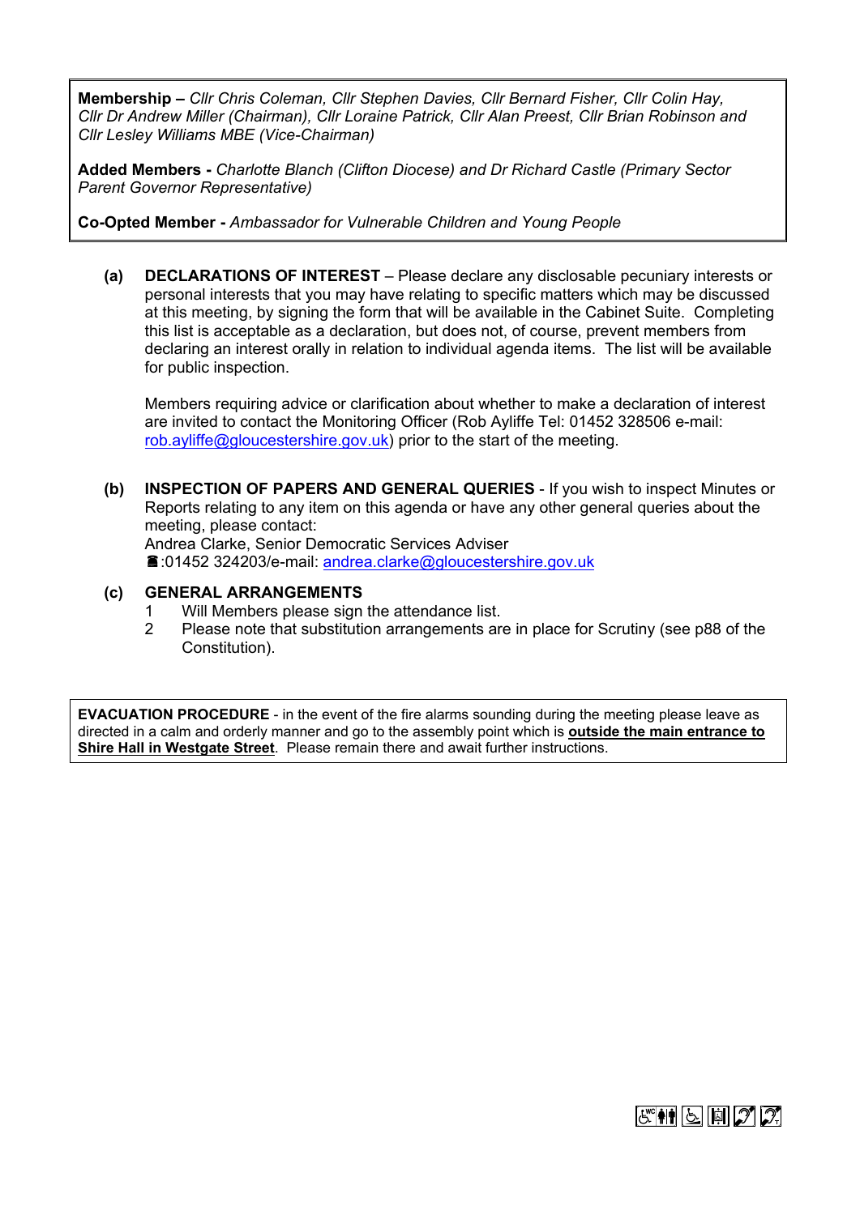**Membership –** *Cllr Chris Coleman, Cllr Stephen Davies, Cllr Bernard Fisher, Cllr Colin Hay, Cllr Dr Andrew Miller (Chairman), Cllr Loraine Patrick, Cllr Alan Preest, Cllr Brian Robinson and Cllr Lesley Williams MBE (Vice-Chairman)*

**Added Members -** *Charlotte Blanch (Clifton Diocese) and Dr Richard Castle (Primary Sector Parent Governor Representative)*

**Co-Opted Member -** *Ambassador for Vulnerable Children and Young People*

**(a) DECLARATIONS OF INTEREST** – Please declare any disclosable pecuniary interests or personal interests that you may have relating to specific matters which may be discussed at this meeting, by signing the form that will be available in the Cabinet Suite. Completing this list is acceptable as a declaration, but does not, of course, prevent members from declaring an interest orally in relation to individual agenda items. The list will be available for public inspection.

Members requiring advice or clarification about whether to make a declaration of interest are invited to contact the Monitoring Officer (Rob Ayliffe Tel: 01452 328506 e-mail: rob.ayliffe@gloucestershire.gov.uk) prior to the start of the meeting.

**(b) INSPECTION OF PAPERS AND GENERAL QUERIES** - If you wish to inspect Minutes or Reports relating to any item on this agenda or have any other general queries about the meeting, please contact:
Andrea Clarke, Senior Democratic Services Adviser
☎:01452 324203/e-mail: andrea.clarke@gloucestershire.gov.uk

**(c) GENERAL ARRANGEMENTS**

1. Will Members please sign the attendance list.
2. Please note that substitution arrangements are in place for Scrutiny (see p88 of the Constitution).

**EVACUATION PROCEDURE** - in the event of the fire alarms sounding during the meeting please leave as directed in a calm and orderly manner and go to the assembly point which is **outside the main entrance to Shire Hall in Westgate Street**. Please remain there and await further instructions.